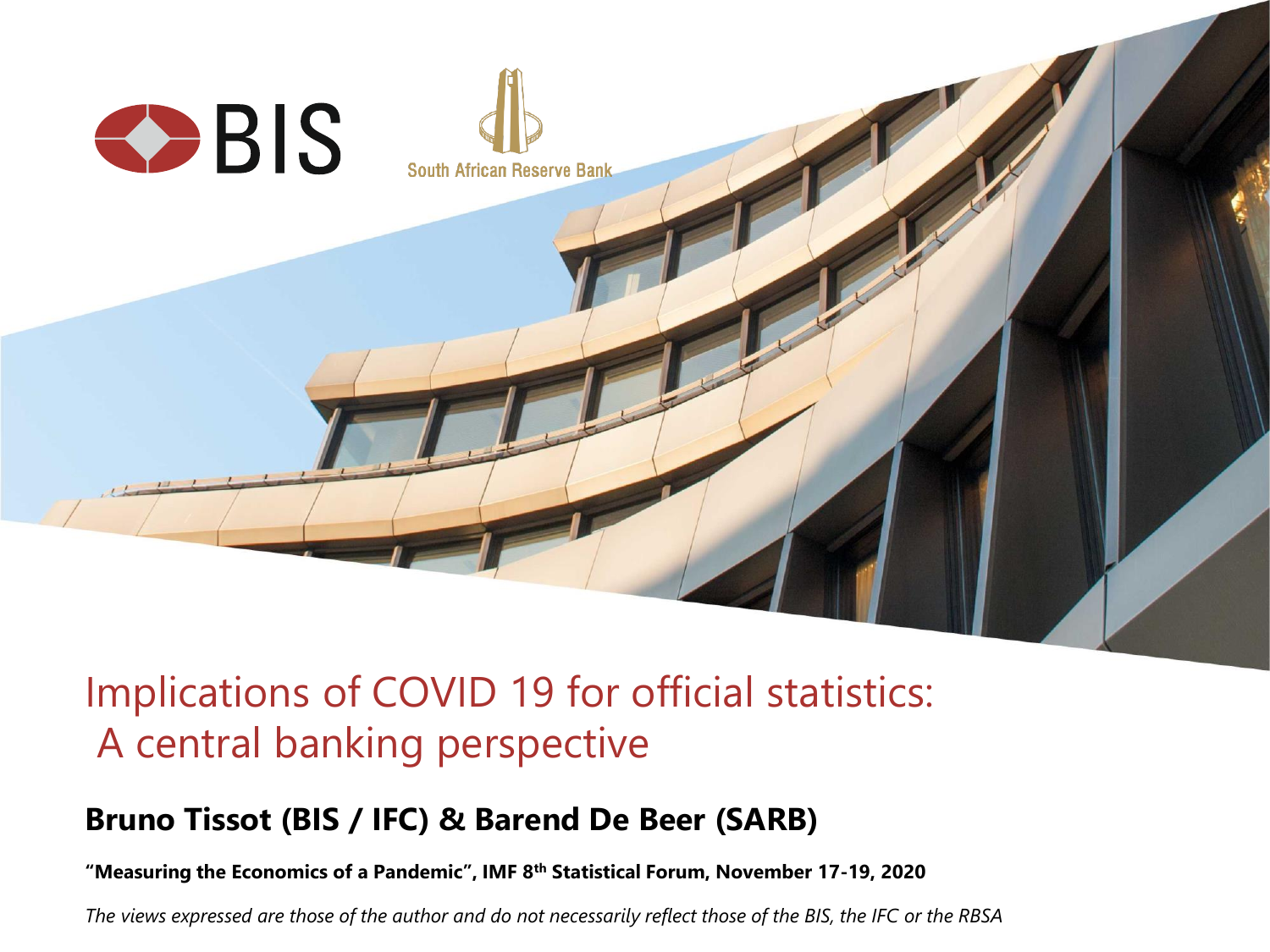BIS

South African Reserve Bank

# Implications of COVID 19 for official statistics: A central banking perspective

**Bruno Tissot (BIS / IFC) & Barend De Beer (SARB)**

**"Measuring the Economics of a Pandemic", IMF 8th Statistical Forum, November 17-19, 2020**

*The views expressed are those of the author and do not necessarily reflect those of the BIS, the IFC or the RBSA*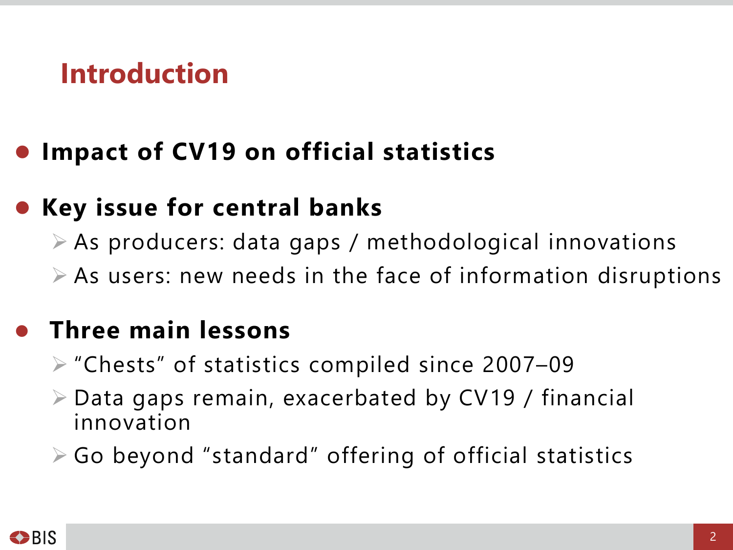## Introduction

- **Impact of CV19 on official statistics**
- **Key issue for central banks**
  - As producers: data gaps / methodological innovations
  - As users: new needs in the face of information disruptions
- **Three main lessons**
  - "Chests" of statistics compiled since 2007–09
  - Data gaps remain, exacerbated by CV19 / financial innovation
  - Go beyond "standard" offering of official statistics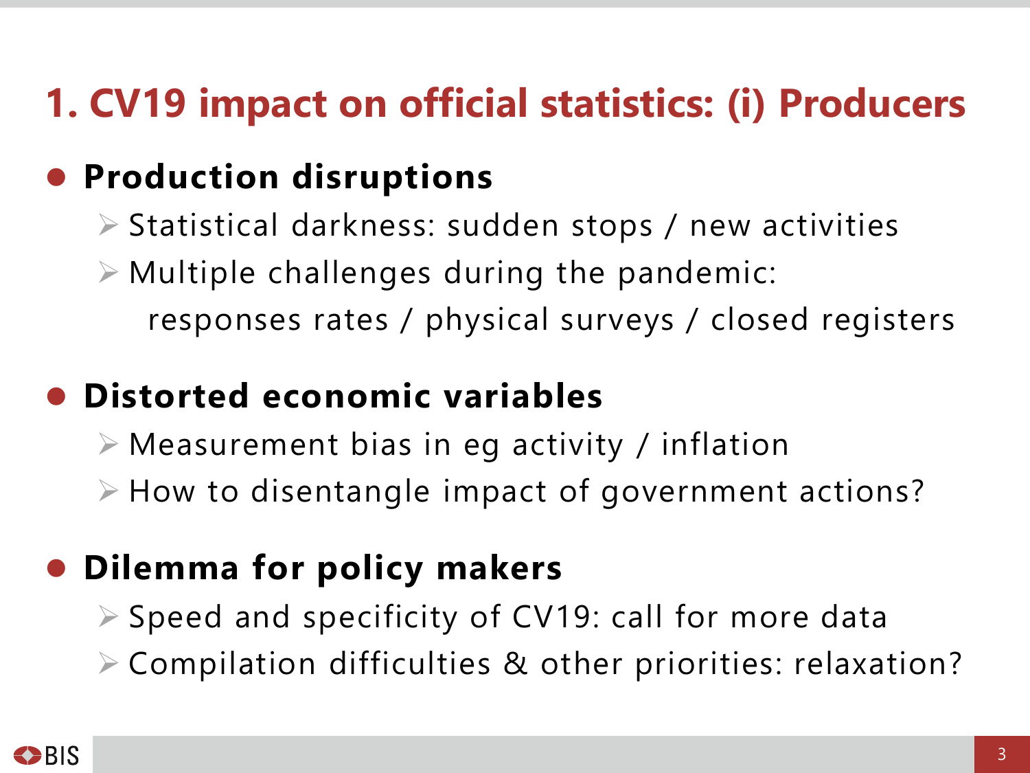# 1. CV19 impact on official statistics: (i) Producers

- **Production disruptions**
  - Statistical darkness: sudden stops / new activities
  - Multiple challenges during the pandemic: responses rates / physical surveys / closed registers

- **Distorted economic variables**
  - Measurement bias in eg activity / inflation
  - How to disentangle impact of government actions?

- **Dilemma for policy makers**
  - Speed and specificity of CV19: call for more data
  - Compilation difficulties & other priorities: relaxation?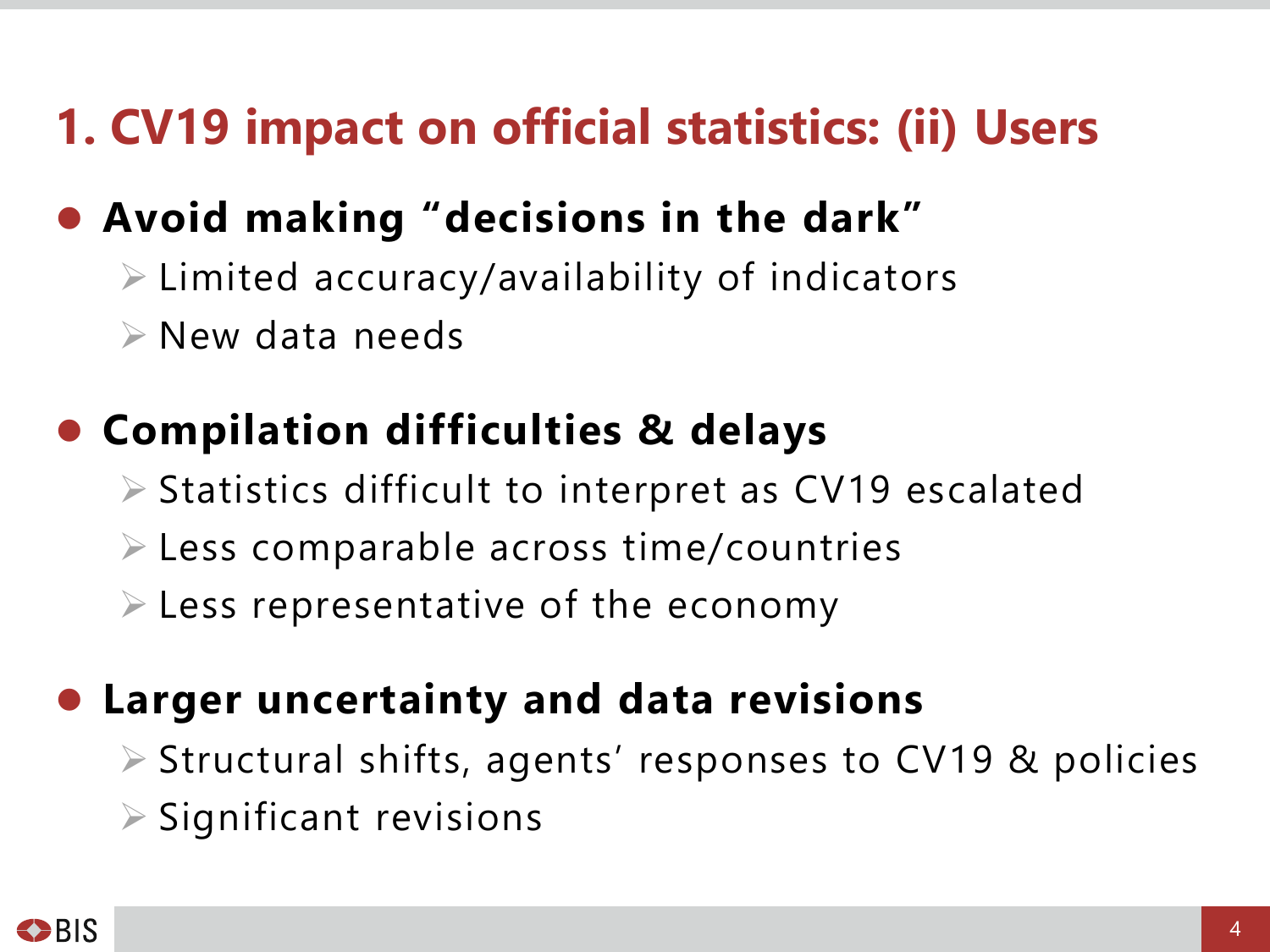# 1. CV19 impact on official statistics: (ii) Users

- **Avoid making "decisions in the dark"**
  - Limited accuracy/availability of indicators
  - New data needs

- **Compilation difficulties & delays**
  - Statistics difficult to interpret as CV19 escalated
  - Less comparable across time/countries
  - Less representative of the economy

- **Larger uncertainty and data revisions**
  - Structural shifts, agents' responses to CV19 & policies
  - Significant revisions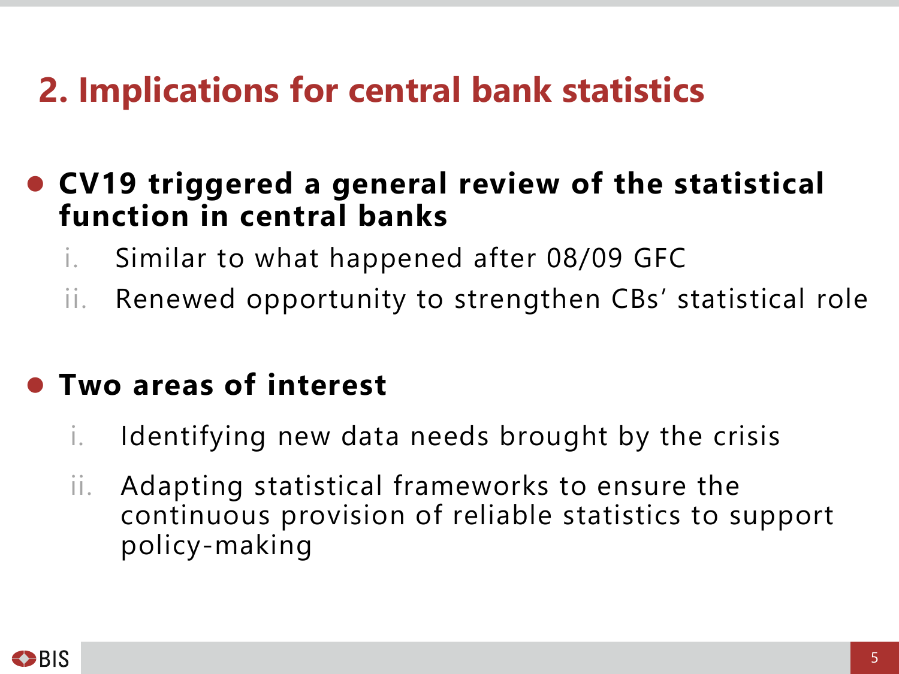## 2. Implications for central bank statistics

- **CV19 triggered a general review of the statistical function in central banks**
  1. Similar to what happened after 08/09 GFC
  2. Renewed opportunity to strengthen CBs' statistical role

- **Two areas of interest**
  1. Identifying new data needs brought by the crisis
  2. Adapting statistical frameworks to ensure the continuous provision of reliable statistics to support policy-making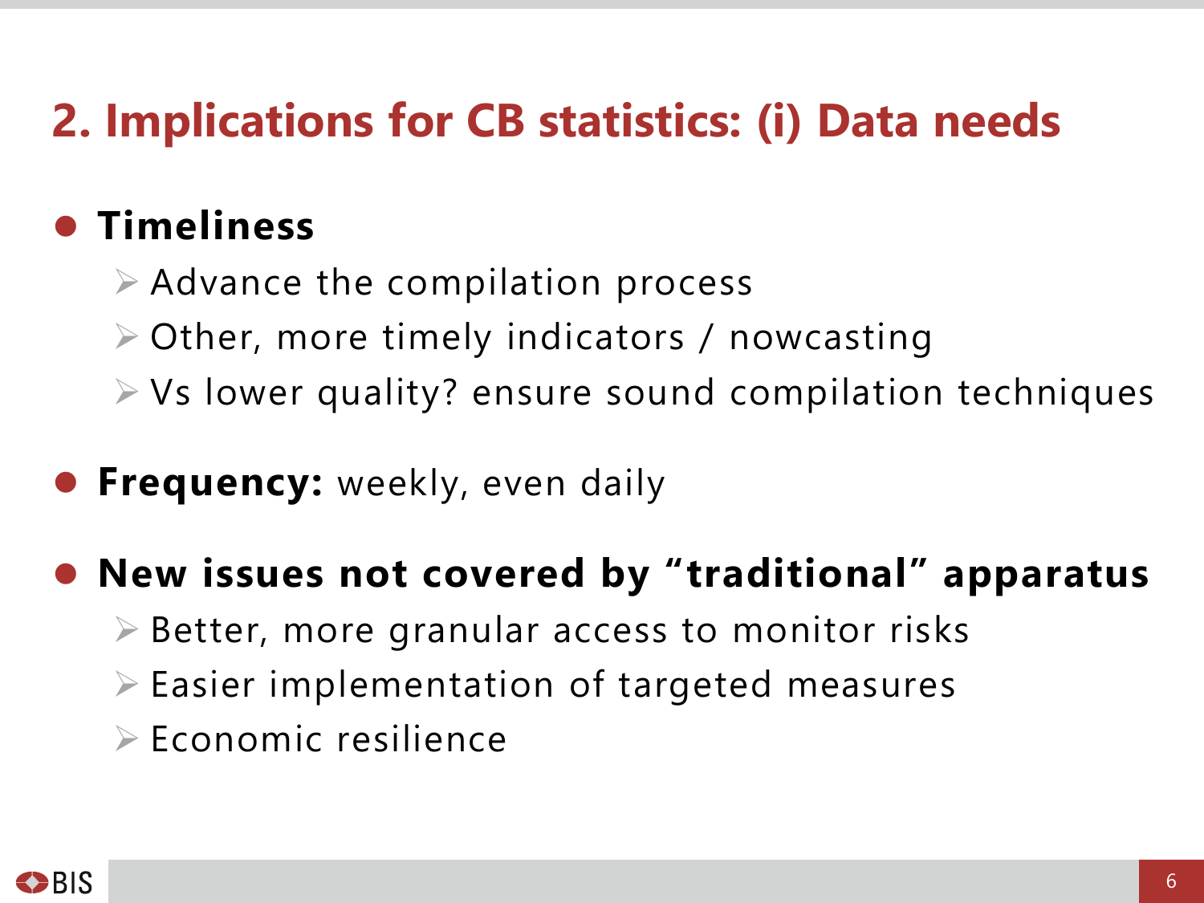# 2. Implications for CB statistics: (i) Data needs

- **Timeliness**
  - Advance the compilation process
  - Other, more timely indicators / nowcasting
  - Vs lower quality? ensure sound compilation techniques

- **Frequency:** weekly, even daily

- **New issues not covered by "traditional" apparatus**
  - Better, more granular access to monitor risks
  - Easier implementation of targeted measures
  - Economic resilience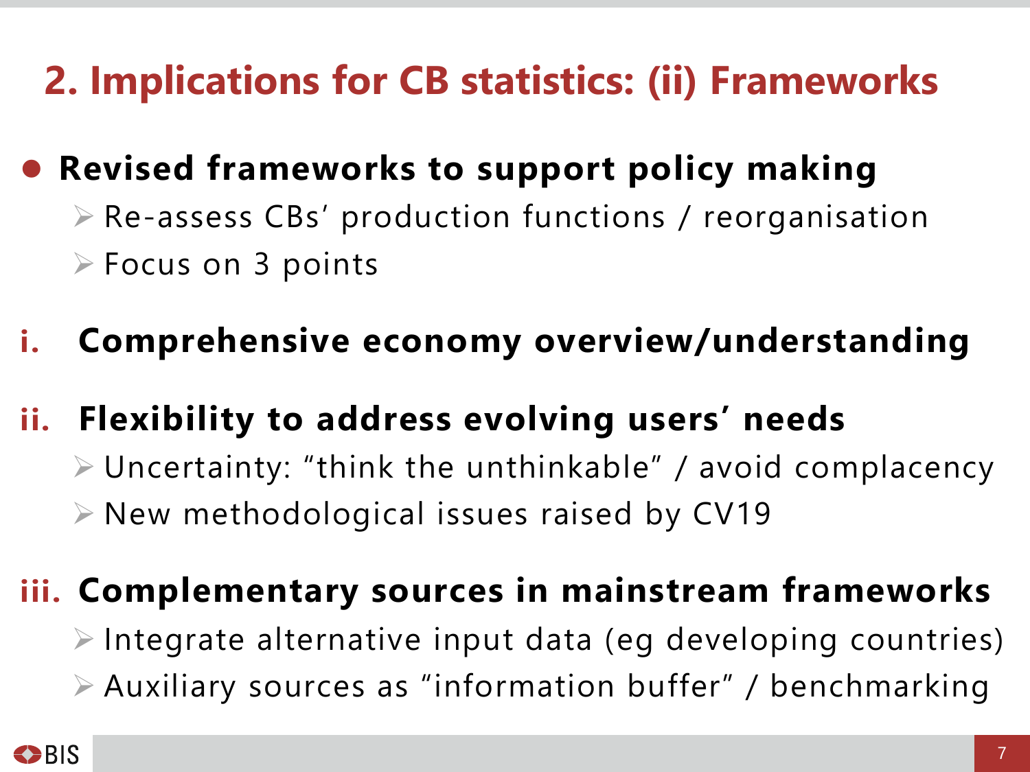## 2. Implications for CB statistics: (ii) Frameworks

- **Revised frameworks to support policy making**
  - Re-assess CBs' production functions / reorganisation
  - Focus on 3 points

i. **Comprehensive economy overview/understanding**

ii. **Flexibility to address evolving users' needs**
  - Uncertainty: "think the unthinkable" / avoid complacency
  - New methodological issues raised by CV19

iii. **Complementary sources in mainstream frameworks**
  - Integrate alternative input data (eg developing countries)
  - Auxiliary sources as "information buffer" / benchmarking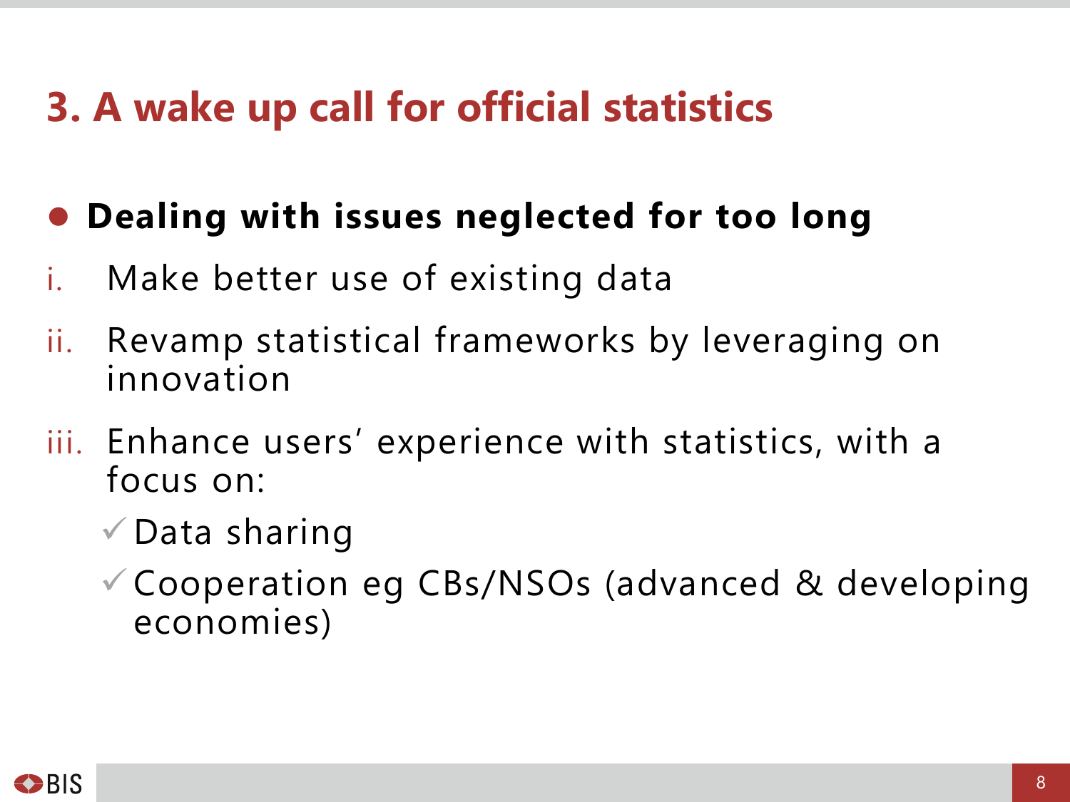# 3. A wake up call for official statistics

- **Dealing with issues neglected for too long**

i. Make better use of existing data

ii. Revamp statistical frameworks by leveraging on innovation

iii. Enhance users' experience with statistics, with a focus on:

   - ✓ Data sharing
   - ✓ Cooperation eg CBs/NSOs (advanced & developing economies)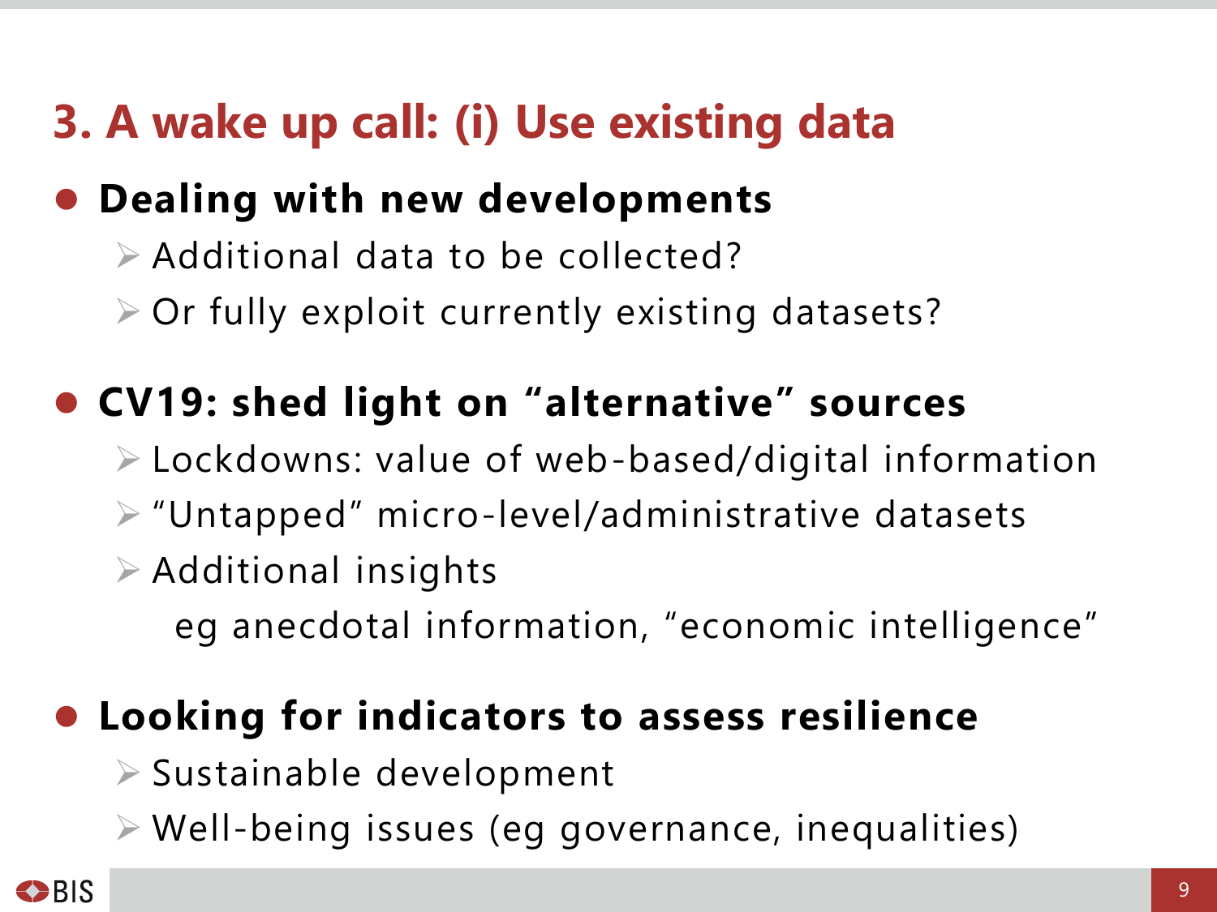# 3. A wake up call: (i) Use existing data

- **Dealing with new developments**
  - Additional data to be collected?
  - Or fully exploit currently existing datasets?

- **CV19: shed light on "alternative" sources**
  - Lockdowns: value of web-based/digital information
  - "Untapped" micro-level/administrative datasets
  - Additional insights

    eg anecdotal information, "economic intelligence"

- **Looking for indicators to assess resilience**
  - Sustainable development
  - Well-being issues (eg governance, inequalities)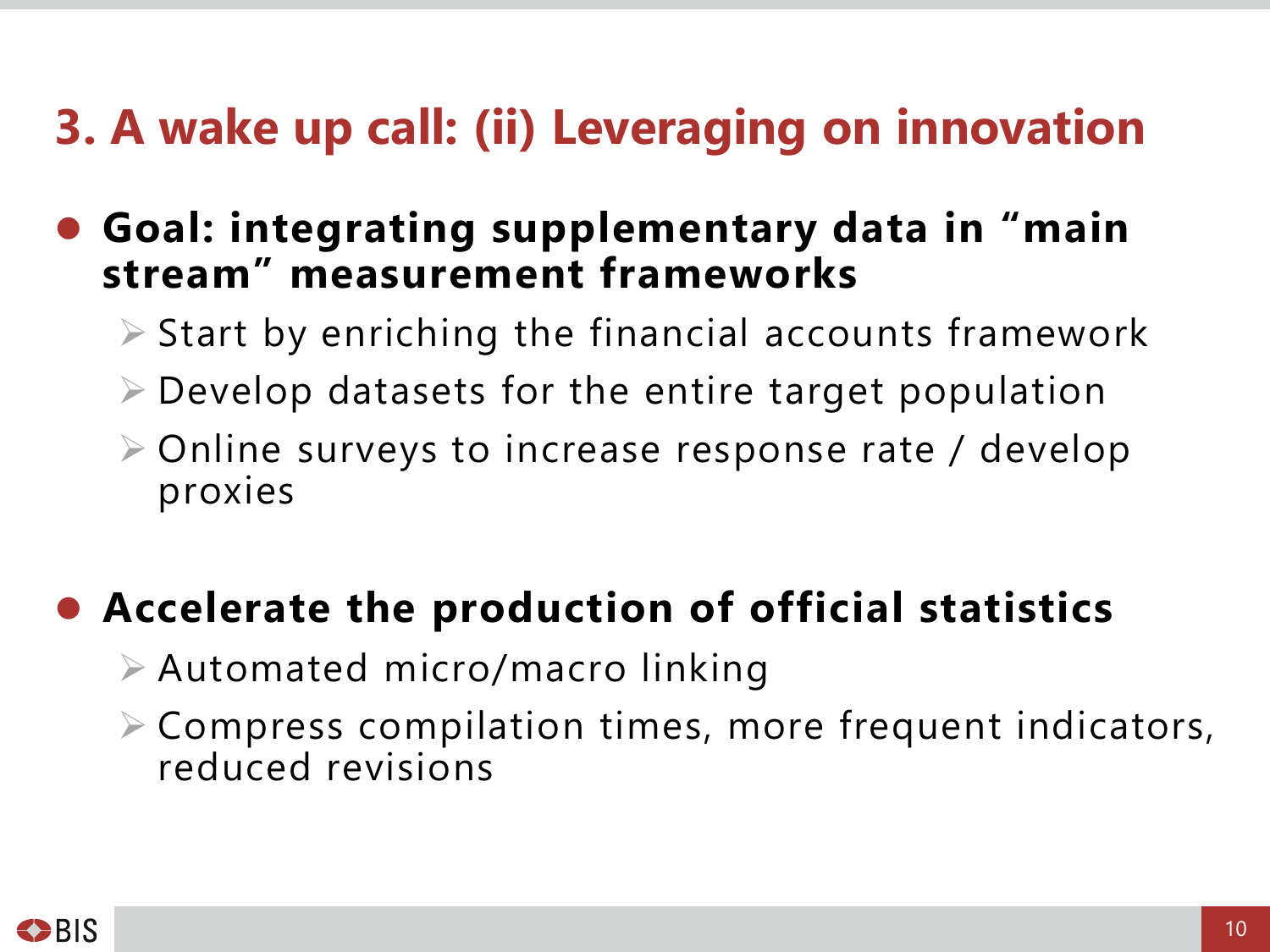# 3. A wake up call: (ii) Leveraging on innovation

- **Goal: integrating supplementary data in "main stream" measurement frameworks**
  - Start by enriching the financial accounts framework
  - Develop datasets for the entire target population
  - Online surveys to increase response rate / develop proxies

- **Accelerate the production of official statistics**
  - Automated micro/macro linking
  - Compress compilation times, more frequent indicators, reduced revisions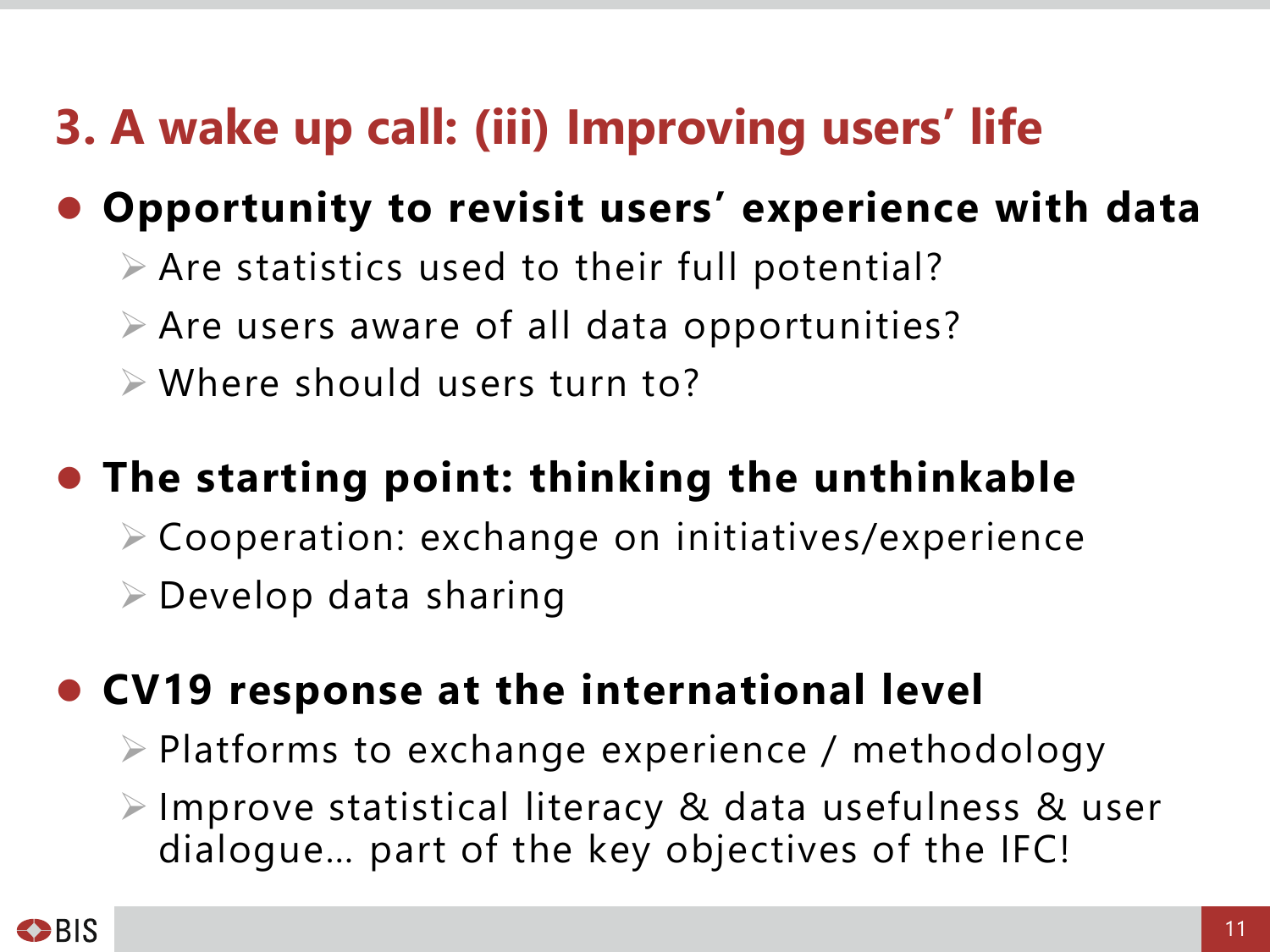# 3. A wake up call: (iii) Improving users' life

- **Opportunity to revisit users' experience with data**
  - Are statistics used to their full potential?
  - Are users aware of all data opportunities?
  - Where should users turn to?

- **The starting point: thinking the unthinkable**
  - Cooperation: exchange on initiatives/experience
  - Develop data sharing

- **CV19 response at the international level**
  - Platforms to exchange experience / methodology
  - Improve statistical literacy & data usefulness & user dialogue… part of the key objectives of the IFC!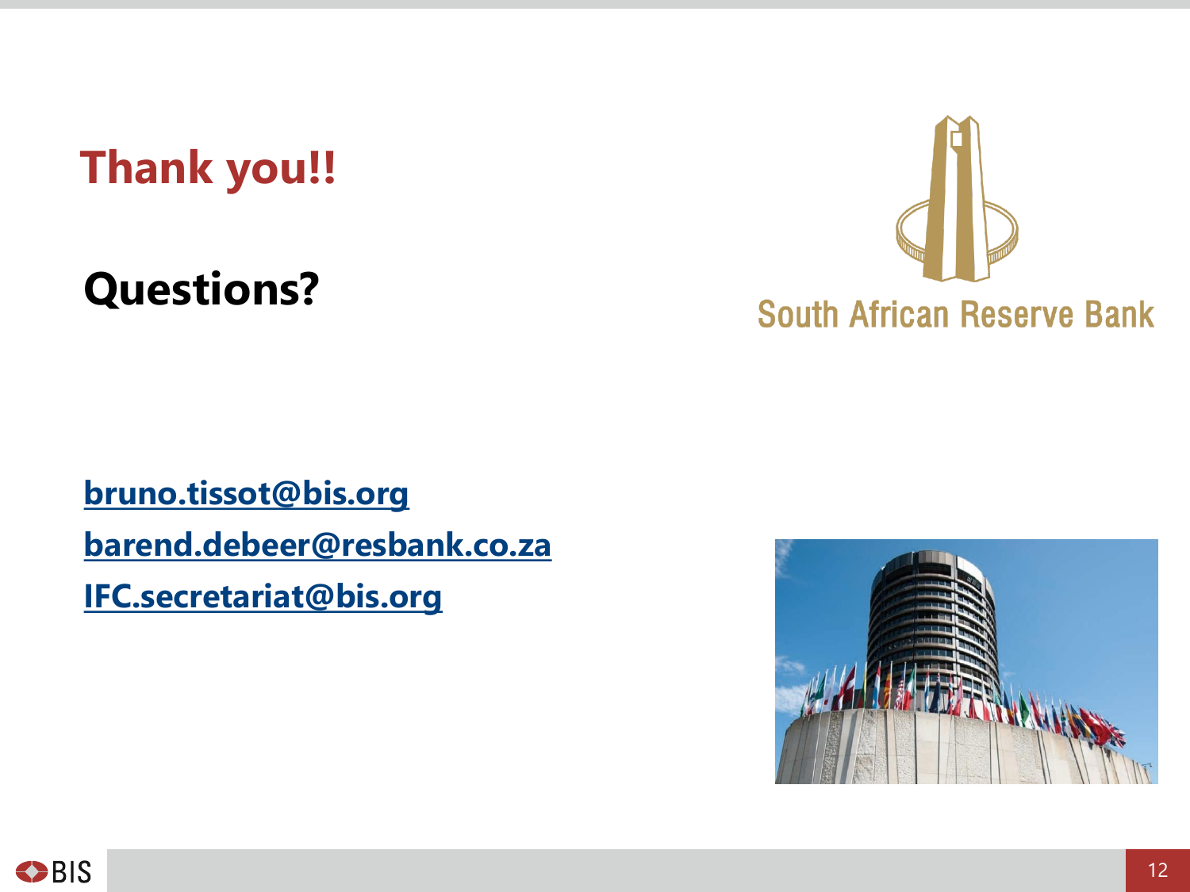# Thank you!!

## Questions?

South African Reserve Bank

bruno.tissot@bis.org

barend.debeer@resbank.co.za

IFC.secretariat@bis.org